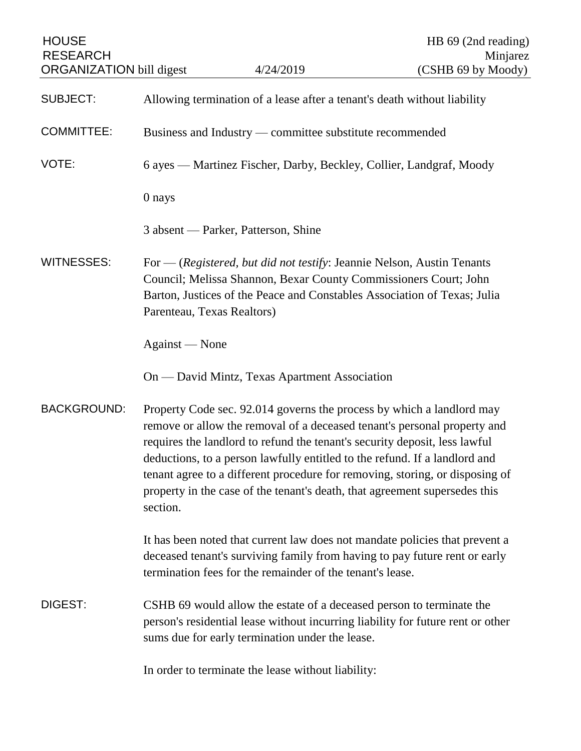HOUSE RESEARCH ORGANIZATION bill digest — 4/24/2019 — HB 69 (2nd reading) Minjarez (CSHB 69 by Moody)

SUBJECT: Allowing termination of a lease after a tenant's death without liability

COMMITTEE: Business and Industry — committee substitute recommended

VOTE: 6 ayes — Martinez Fischer, Darby, Beckley, Collier, Landgraf, Moody

0 nays

3 absent — Parker, Patterson, Shine

WITNESSES: For — (*Registered, but did not testify*: Jeannie Nelson, Austin Tenants Council; Melissa Shannon, Bexar County Commissioners Court; John Barton, Justices of the Peace and Constables Association of Texas; Julia Parenteau, Texas Realtors)

Against — None

On — David Mintz, Texas Apartment Association

BACKGROUND: Property Code sec. 92.014 governs the process by which a landlord may remove or allow the removal of a deceased tenant's personal property and requires the landlord to refund the tenant's security deposit, less lawful deductions, to a person lawfully entitled to the refund. If a landlord and tenant agree to a different procedure for removing, storing, or disposing of property in the case of the tenant's death, that agreement supersedes this section.

It has been noted that current law does not mandate policies that prevent a deceased tenant's surviving family from having to pay future rent or early termination fees for the remainder of the tenant's lease.

DIGEST: CSHB 69 would allow the estate of a deceased person to terminate the person's residential lease without incurring liability for future rent or other sums due for early termination under the lease.

In order to terminate the lease without liability: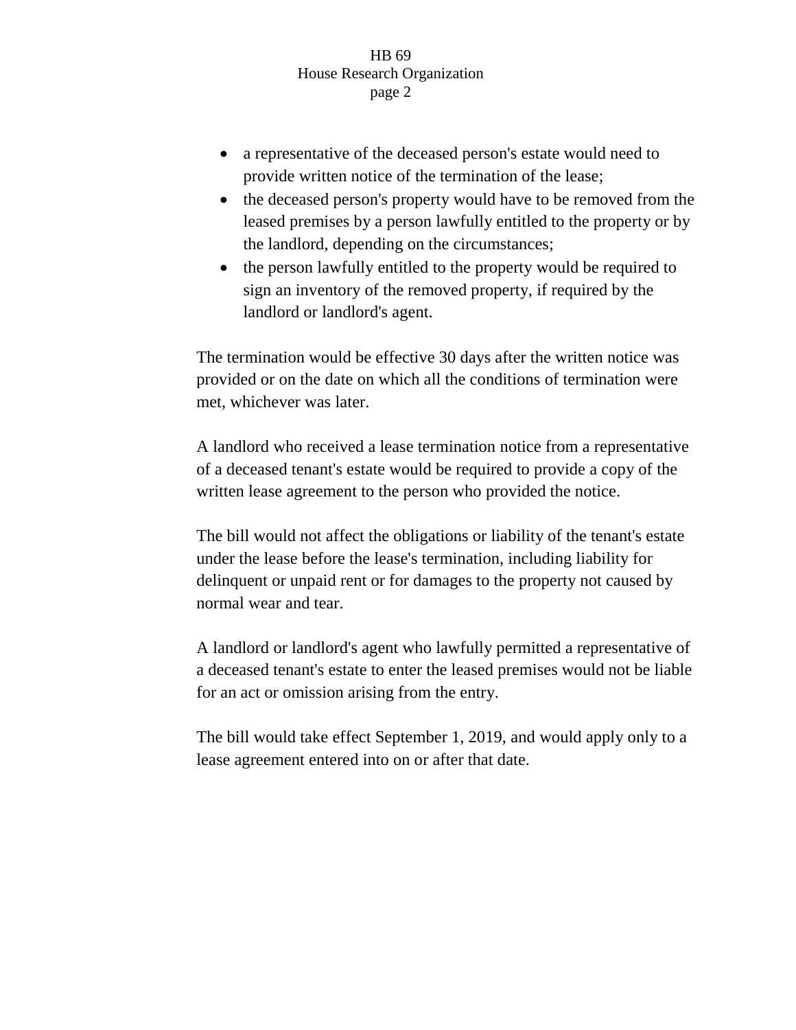- a representative of the deceased person's estate would need to provide written notice of the termination of the lease;
- the deceased person's property would have to be removed from the leased premises by a person lawfully entitled to the property or by the landlord, depending on the circumstances;
- the person lawfully entitled to the property would be required to sign an inventory of the removed property, if required by the landlord or landlord's agent.

The termination would be effective 30 days after the written notice was provided or on the date on which all the conditions of termination were met, whichever was later.

A landlord who received a lease termination notice from a representative of a deceased tenant's estate would be required to provide a copy of the written lease agreement to the person who provided the notice.

The bill would not affect the obligations or liability of the tenant's estate under the lease before the lease's termination, including liability for delinquent or unpaid rent or for damages to the property not caused by normal wear and tear.

A landlord or landlord's agent who lawfully permitted a representative of a deceased tenant's estate to enter the leased premises would not be liable for an act or omission arising from the entry.

The bill would take effect September 1, 2019, and would apply only to a lease agreement entered into on or after that date.